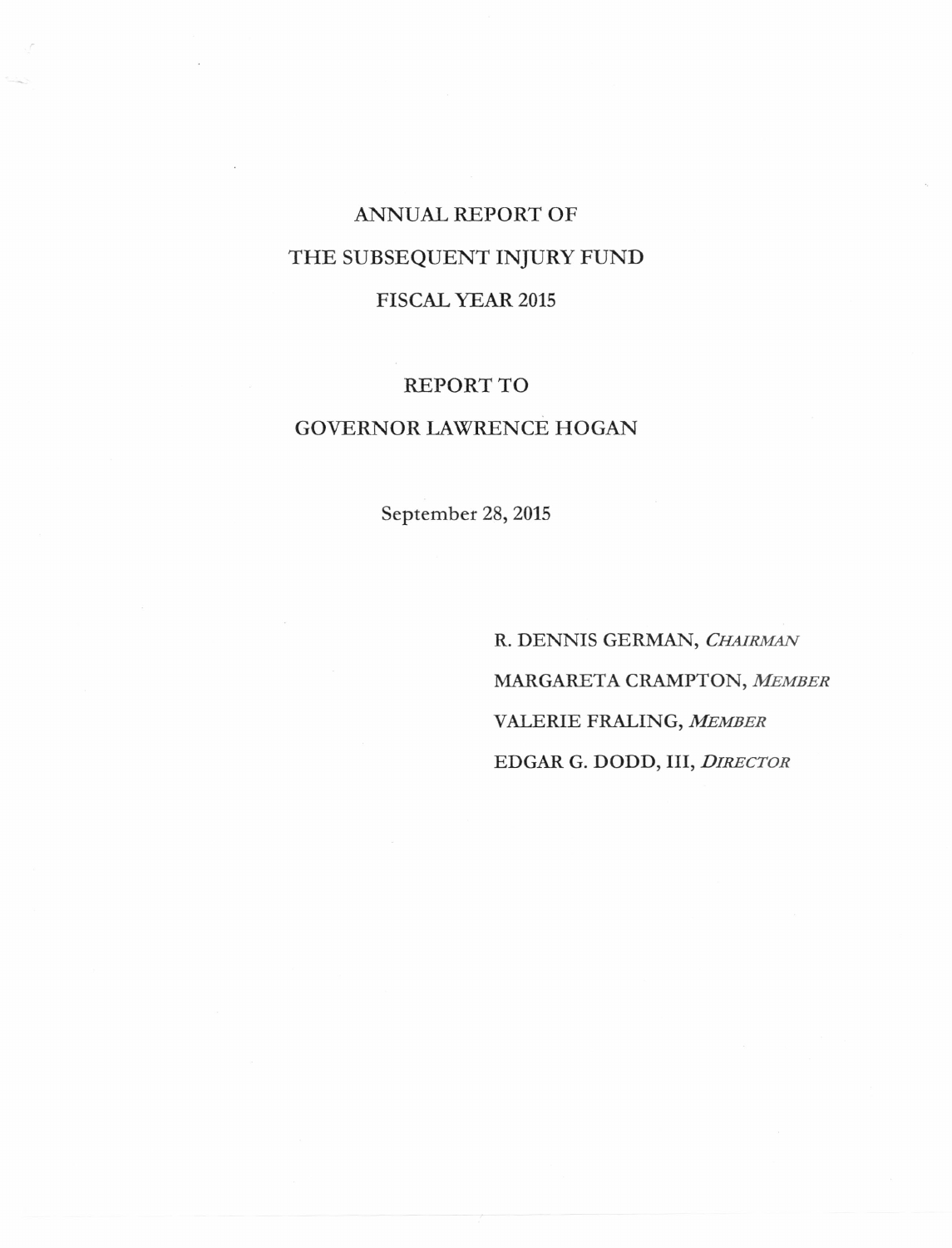# ANNUAL REPORT OF THE SUBSEQUENT INJURY FUND FISCAL YEAR 2015

## REPORT TO GOVERNOR LAWRENCE HOGAN

September 28, 2015

R. DENNIS GERMAN, *CHAIRMAN*

MARGARETA CRAMPTON, *MEMBER*

VALERIE FRALING, *MEMBER*

EDGAR G. DODD, III, *DIRECTOR*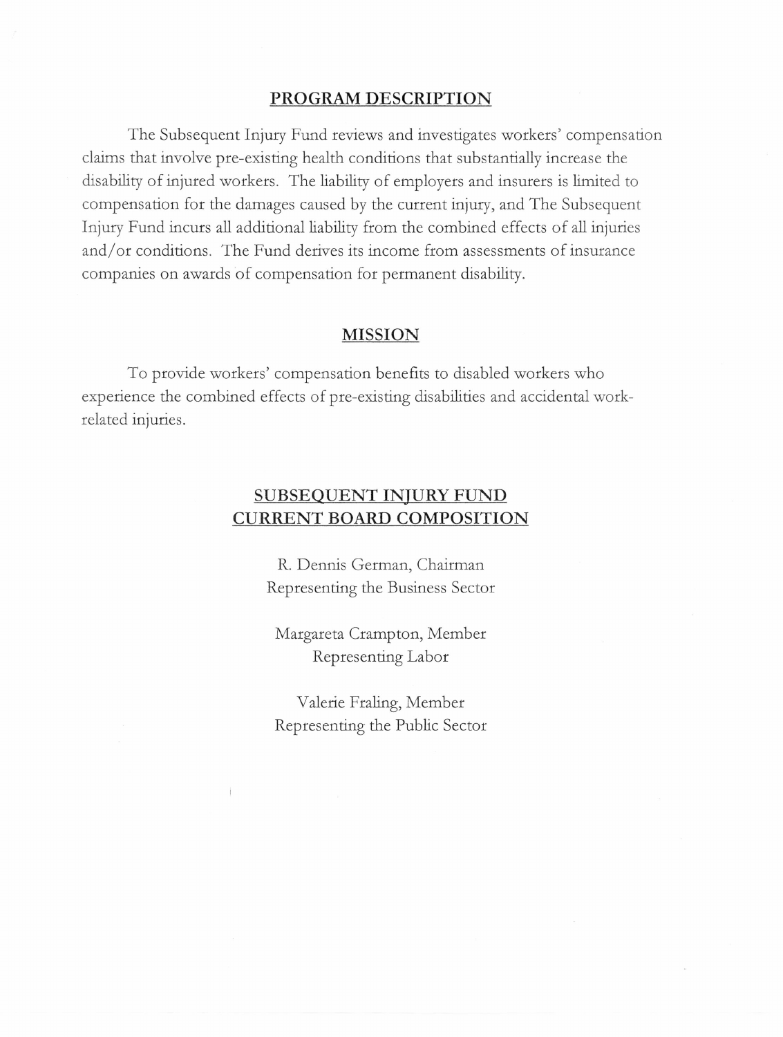## PROGRAM DESCRIPTION

The Subsequent Injury Fund reviews and investigates workers' compensation claims that involve pre-existing health conditions that substantially increase the disability of injured workers. The liability of employers and insurers is limited to compensation for the damages caused by the current injury, and The Subsequent Injury Fund incurs all additional liability from the combined effects of all injuries and/or conditions. The Fund derives its income from assessments of insurance companies on awards of compensation for permanent disability.

## MISSION

To provide workers' compensation benefits to disabled workers who experience the combined effects of pre-existing disabilities and accidental work-related injuries.

## SUBSEQUENT INJURY FUND CURRENT BOARD COMPOSITION

R. Dennis German, Chairman
Representing the Business Sector

Margareta Crampton, Member
Representing Labor

Valerie Fraling, Member
Representing the Public Sector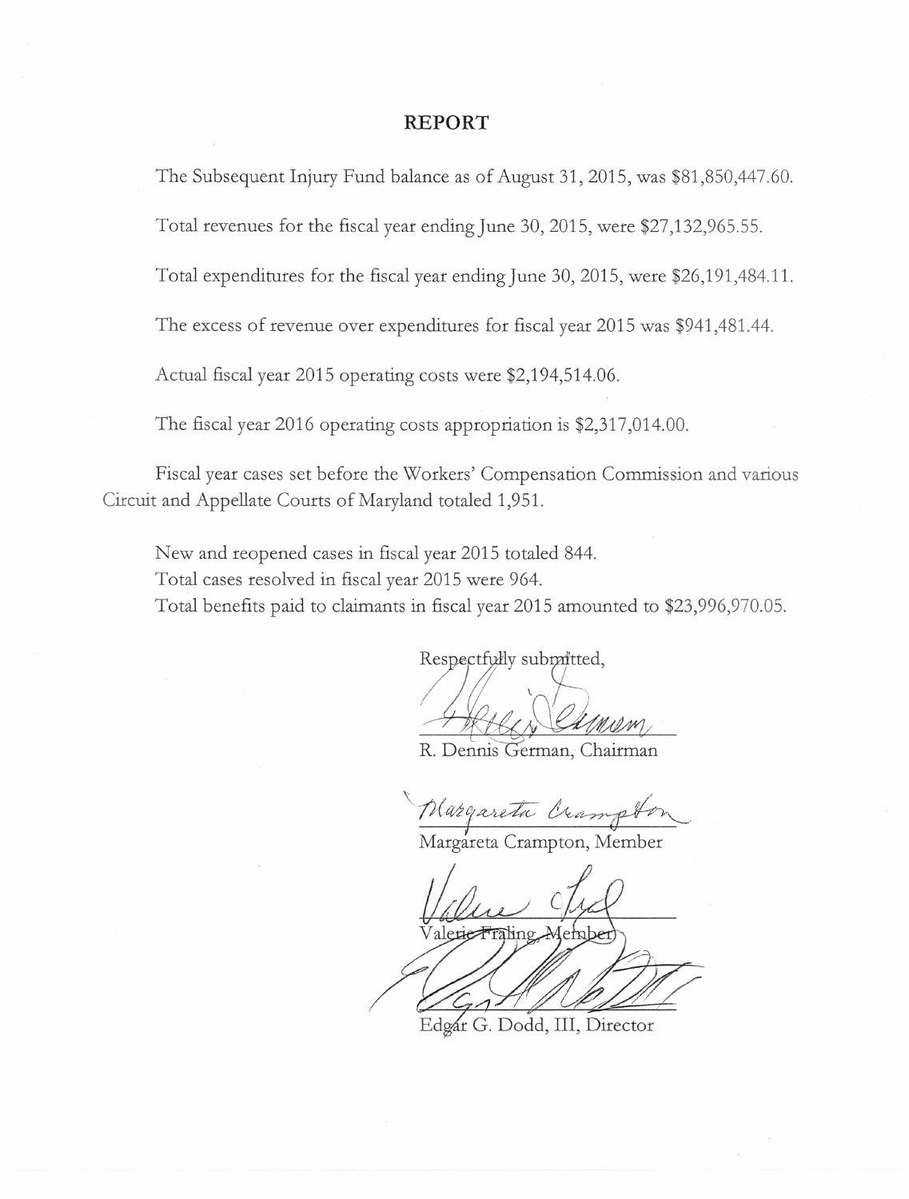## REPORT

The Subsequent Injury Fund balance as of August 31, 2015, was $81,850,447.60.

Total revenues for the fiscal year ending June 30, 2015, were $27,132,965.55.

Total expenditures for the fiscal year ending June 30, 2015, were $26,191,484.11.

The excess of revenue over expenditures for fiscal year 2015 was $941,481.44.

Actual fiscal year 2015 operating costs were $2,194,514.06.

The fiscal year 2016 operating costs appropriation is $2,317,014.00.

Fiscal year cases set before the Workers' Compensation Commission and various Circuit and Appellate Courts of Maryland totaled 1,951.

New and reopened cases in fiscal year 2015 totaled 844.
Total cases resolved in fiscal year 2015 were 964.
Total benefits paid to claimants in fiscal year 2015 amounted to $23,996,970.05.

Respectfully submitted,

R. Dennis German, Chairman

Margareta Crampton, Member

Valerie Fraling, Member

Edgar G. Dodd, III, Director